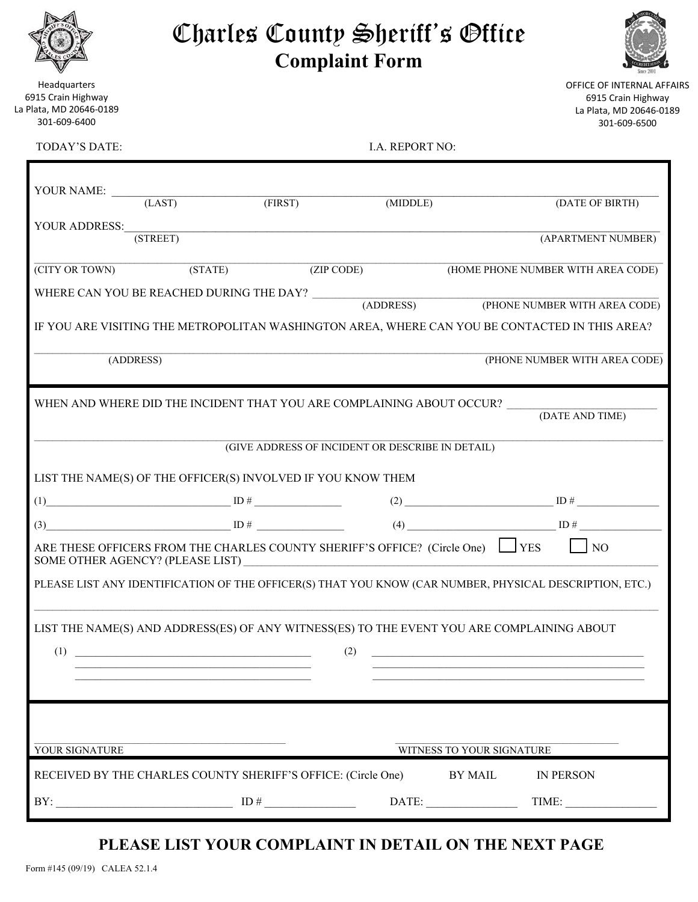# Charles County Sheriff's Office

## Complaint Form

Headquarters
6915 Crain Highway
La Plata, MD 20646-0189
301-609-6400

OFFICE OF INTERNAL AFFAIRS
6915 Crain Highway
La Plata, MD 20646-0189
301-609-6500

TODAY'S DATE: I.A. REPORT NO:

YOUR NAME: ______________________________________________
(LAST) (FIRST) (MIDDLE) (DATE OF BIRTH)

YOUR ADDRESS: ______________________________________________
(STREET) (APARTMENT NUMBER)

______________________________________________
(CITY OR TOWN) (STATE) (ZIP CODE) (HOME PHONE NUMBER WITH AREA CODE)

WHERE CAN YOU BE REACHED DURING THE DAY? ______________________________
(ADDRESS) (PHONE NUMBER WITH AREA CODE)

IF YOU ARE VISITING THE METROPOLITAN WASHINGTON AREA, WHERE CAN YOU BE CONTACTED IN THIS AREA?

______________________________________________
(ADDRESS) (PHONE NUMBER WITH AREA CODE)

WHEN AND WHERE DID THE INCIDENT THAT YOU ARE COMPLAINING ABOUT OCCUR? ______________
(DATE AND TIME)

______________________________________________
(GIVE ADDRESS OF INCIDENT OR DESCRIBE IN DETAIL)

LIST THE NAME(S) OF THE OFFICER(S) INVOLVED IF YOU KNOW THEM

(1)______________________ ID # ____________ (2) ______________________ ID # ____________

(3)______________________ ID # ____________ (4) ______________________ ID # ____________

ARE THESE OFFICERS FROM THE CHARLES COUNTY SHERIFF'S OFFICE? (Circle One) ☐ YES ☐ NO
SOME OTHER AGENCY? (PLEASE LIST) ______________________________

PLEASE LIST ANY IDENTIFICATION OF THE OFFICER(S) THAT YOU KNOW (CAR NUMBER, PHYSICAL DESCRIPTION, ETC.)

______________________________________________

LIST THE NAME(S) AND ADDRESS(ES) OF ANY WITNESS(ES) TO THE EVENT YOU ARE COMPLAINING ABOUT

(1) ______________________ (2) ______________________

______________________ ______________________
YOUR SIGNATURE WITNESS TO YOUR SIGNATURE

RECEIVED BY THE CHARLES COUNTY SHERIFF'S OFFICE: (Circle One) BY MAIL IN PERSON

BY: ______________________ ID # ____________ DATE: ____________ TIME: ____________

**PLEASE LIST YOUR COMPLAINT IN DETAIL ON THE NEXT PAGE**

Form #145 (09/19) CALEA 52.1.4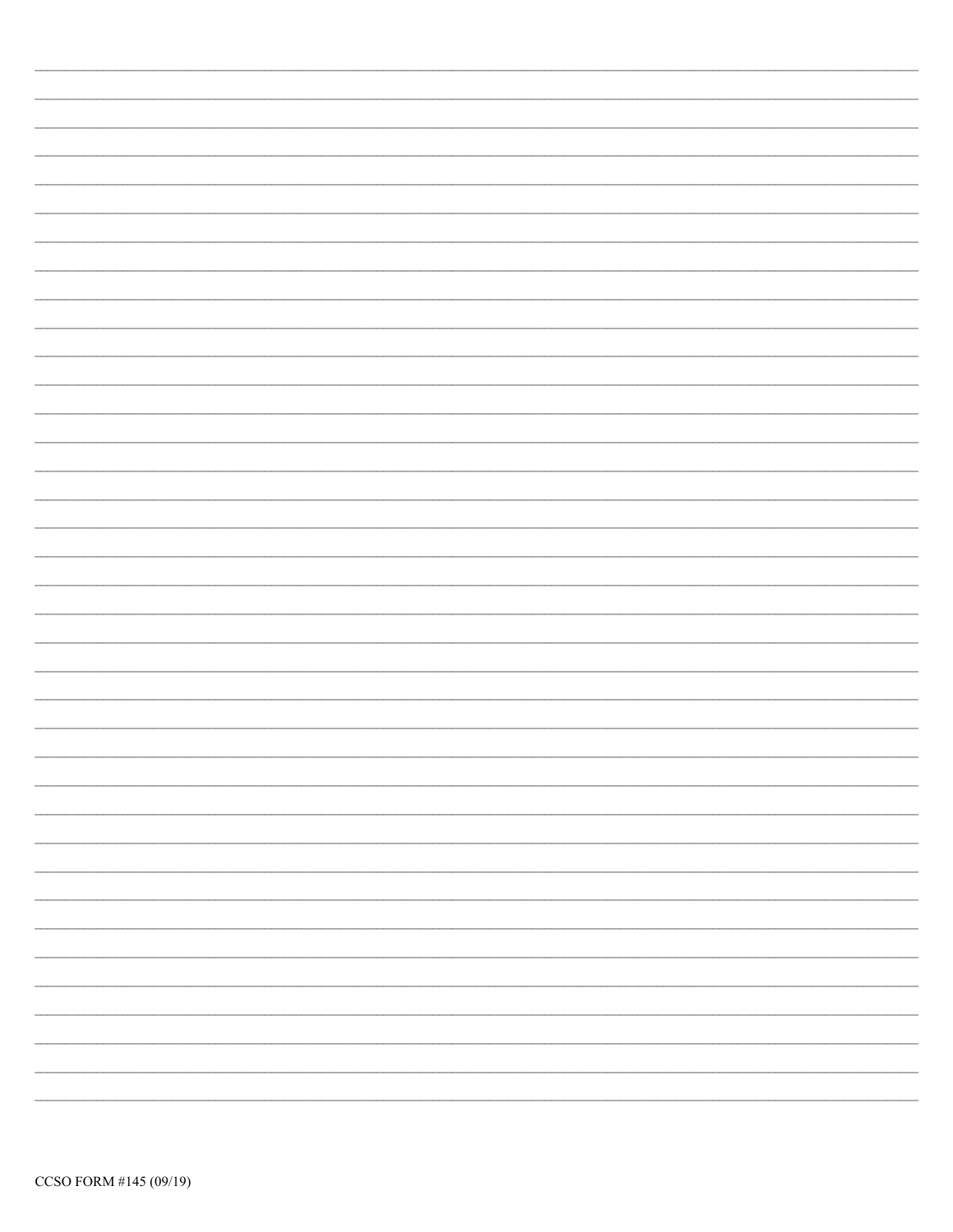CCSO FORM #145 (09/19)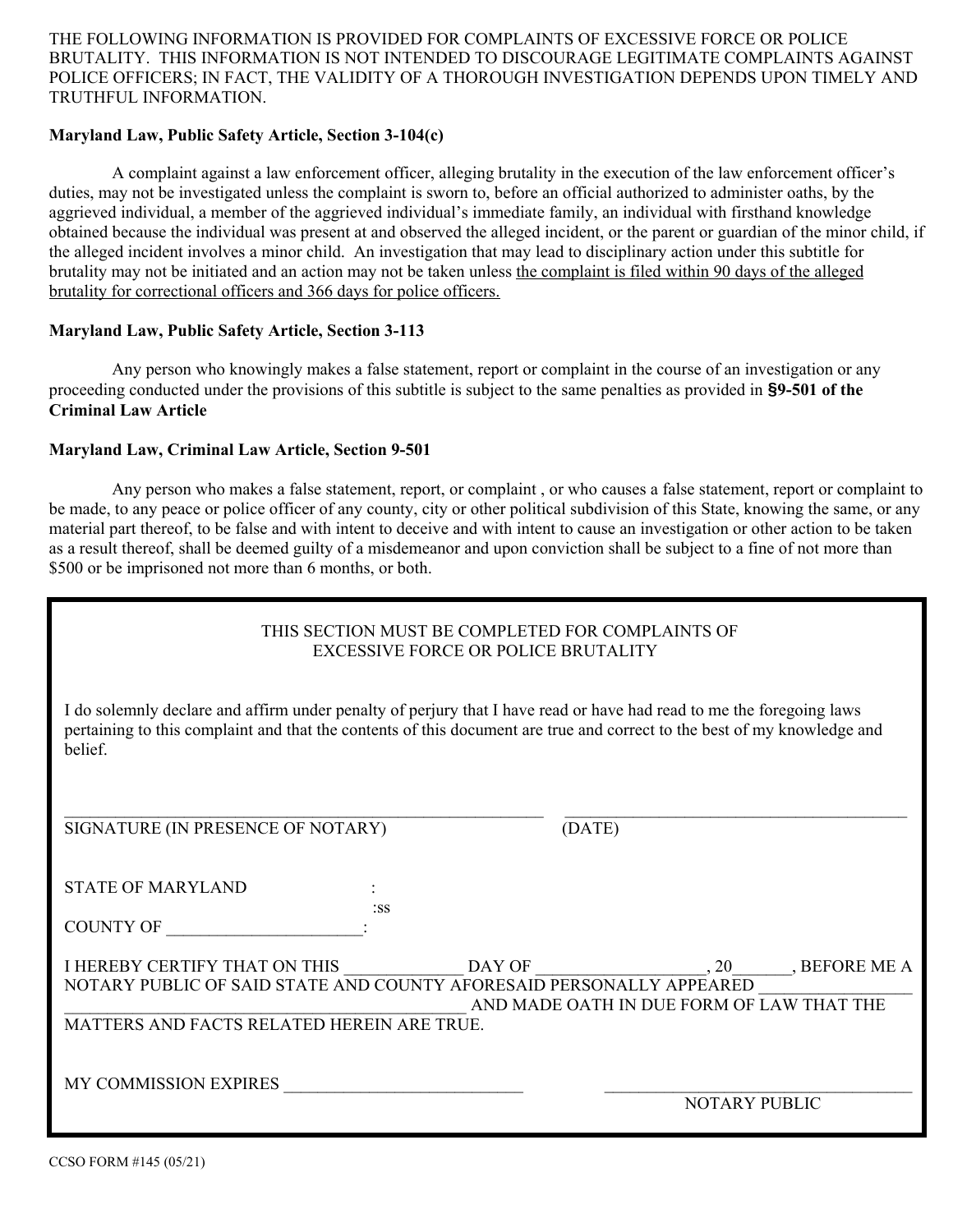THE FOLLOWING INFORMATION IS PROVIDED FOR COMPLAINTS OF EXCESSIVE FORCE OR POLICE BRUTALITY. THIS INFORMATION IS NOT INTENDED TO DISCOURAGE LEGITIMATE COMPLAINTS AGAINST POLICE OFFICERS; IN FACT, THE VALIDITY OF A THOROUGH INVESTIGATION DEPENDS UPON TIMELY AND TRUTHFUL INFORMATION.

**Maryland Law, Public Safety Article, Section 3-104(c)**

A complaint against a law enforcement officer, alleging brutality in the execution of the law enforcement officer's duties, may not be investigated unless the complaint is sworn to, before an official authorized to administer oaths, by the aggrieved individual, a member of the aggrieved individual's immediate family, an individual with firsthand knowledge obtained because the individual was present at and observed the alleged incident, or the parent or guardian of the minor child, if the alleged incident involves a minor child. An investigation that may lead to disciplinary action under this subtitle for brutality may not be initiated and an action may not be taken unless <u>the complaint is filed within 90 days of the alleged brutality for correctional officers and 366 days for police officers.</u>

**Maryland Law, Public Safety Article, Section 3-113**

Any person who knowingly makes a false statement, report or complaint in the course of an investigation or any proceeding conducted under the provisions of this subtitle is subject to the same penalties as provided in **§9-501 of the Criminal Law Article**

**Maryland Law, Criminal Law Article, Section 9-501**

Any person who makes a false statement, report, or complaint , or who causes a false statement, report or complaint to be made, to any peace or police officer of any county, city or other political subdivision of this State, knowing the same, or any material part thereof, to be false and with intent to deceive and with intent to cause an investigation or other action to be taken as a result thereof, shall be deemed guilty of a misdemeanor and upon conviction shall be subject to a fine of not more than $500 or be imprisoned not more than 6 months, or both.

---

THIS SECTION MUST BE COMPLETED FOR COMPLAINTS OF EXCESSIVE FORCE OR POLICE BRUTALITY

I do solemnly declare and affirm under penalty of perjury that I have read or have had read to me the foregoing laws pertaining to this complaint and that the contents of this document are true and correct to the best of my knowledge and belief.

\_\_\_\_\_\_\_\_\_\_\_\_\_\_\_\_\_\_\_\_\_\_\_\_\_\_\_\_\_\_\_\_\_\_\_\_\_\_\_\_ \_\_\_\_\_\_\_\_\_\_\_\_\_\_\_\_\_\_\_\_\_\_\_\_\_\_\_\_\_\_\_\_
SIGNATURE (IN PRESENCE OF NOTARY) (DATE)

STATE OF MARYLAND :
:ss
COUNTY OF ______________________:

I HEREBY CERTIFY THAT ON THIS _____________ DAY OF ___________________, 20_______, BEFORE ME A NOTARY PUBLIC OF SAID STATE AND COUNTY AFORESAID PERSONALLY APPEARED _________________ _______________________________________________ AND MADE OATH IN DUE FORM OF LAW THAT THE MATTERS AND FACTS RELATED HEREIN ARE TRUE.

MY COMMISSION EXPIRES ___________________________ ___________________________________
NOTARY PUBLIC

CCSO FORM #145 (05/21)